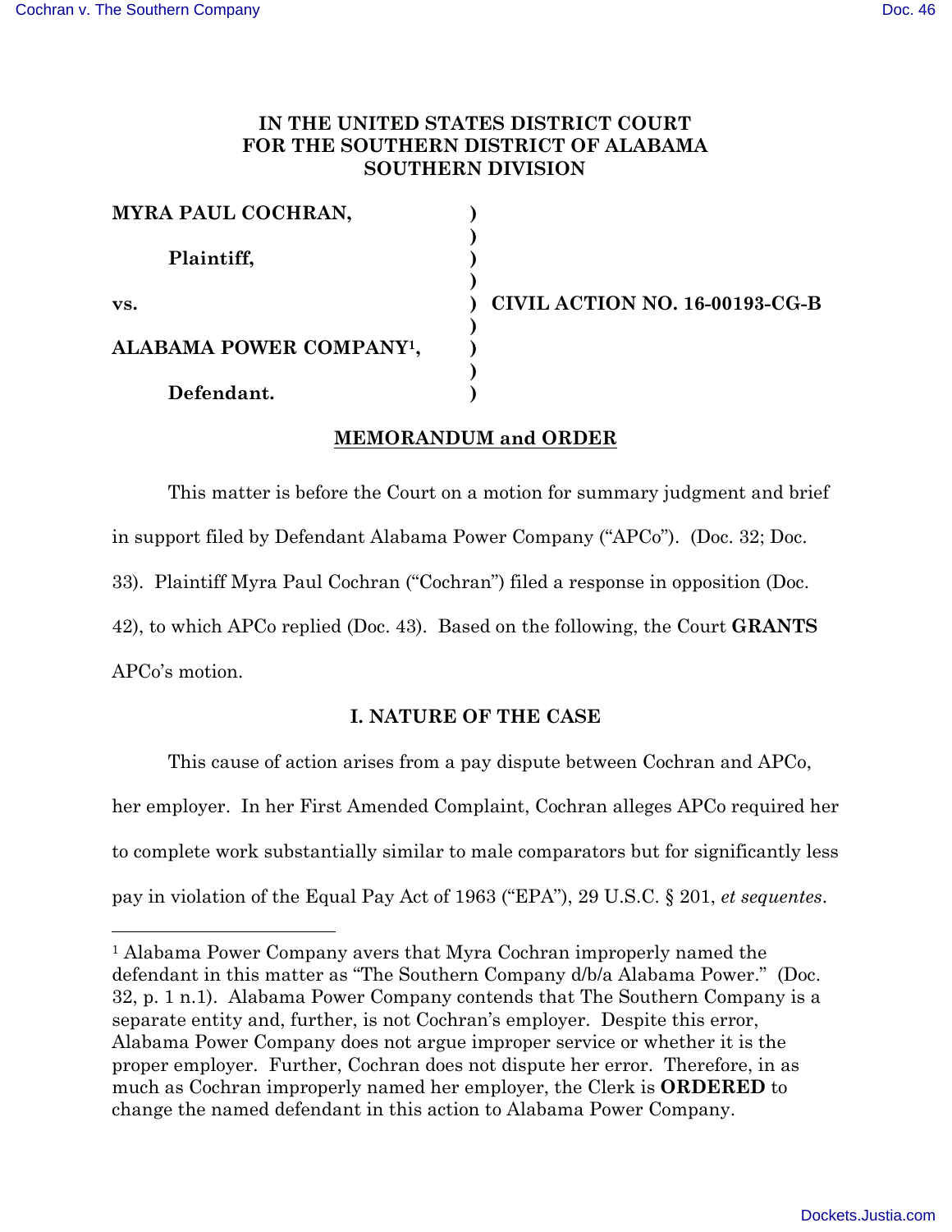**IN THE UNITED STATES DISTRICT COURT FOR THE SOUTHERN DISTRICT OF ALABAMA SOUTHERN DIVISION**

| | | |
|---|---|---|
| **MYRA PAUL COCHRAN,** | ) | |
| | ) | |
| **Plaintiff,** | ) | |
| | ) | |
| **vs.** | ) | **CIVIL ACTION NO. 16-00193-CG-B** |
| | ) | |
| **ALABAMA POWER COMPANY[1],** | ) | |
| | ) | |
| **Defendant.** | ) | |

**MEMORANDUM and ORDER**

This matter is before the Court on a motion for summary judgment and brief in support filed by Defendant Alabama Power Company ("APCo"). (Doc. 32; Doc. 33). Plaintiff Myra Paul Cochran ("Cochran") filed a response in opposition (Doc. 42), to which APCo replied (Doc. 43). Based on the following, the Court **GRANTS** APCo's motion.

## I. NATURE OF THE CASE

This cause of action arises from a pay dispute between Cochran and APCo, her employer. In her First Amended Complaint, Cochran alleges APCo required her to complete work substantially similar to male comparators but for significantly less pay in violation of the Equal Pay Act of 1963 ("EPA"), 29 U.S.C. § 201, *et sequentes*.

[1] Alabama Power Company avers that Myra Cochran improperly named the defendant in this matter as "The Southern Company d/b/a Alabama Power." (Doc. 32, p. 1 n.1). Alabama Power Company contends that The Southern Company is a separate entity and, further, is not Cochran's employer. Despite this error, Alabama Power Company does not argue improper service or whether it is the proper employer. Further, Cochran does not dispute her error. Therefore, in as much as Cochran improperly named her employer, the Clerk is **ORDERED** to change the named defendant in this action to Alabama Power Company.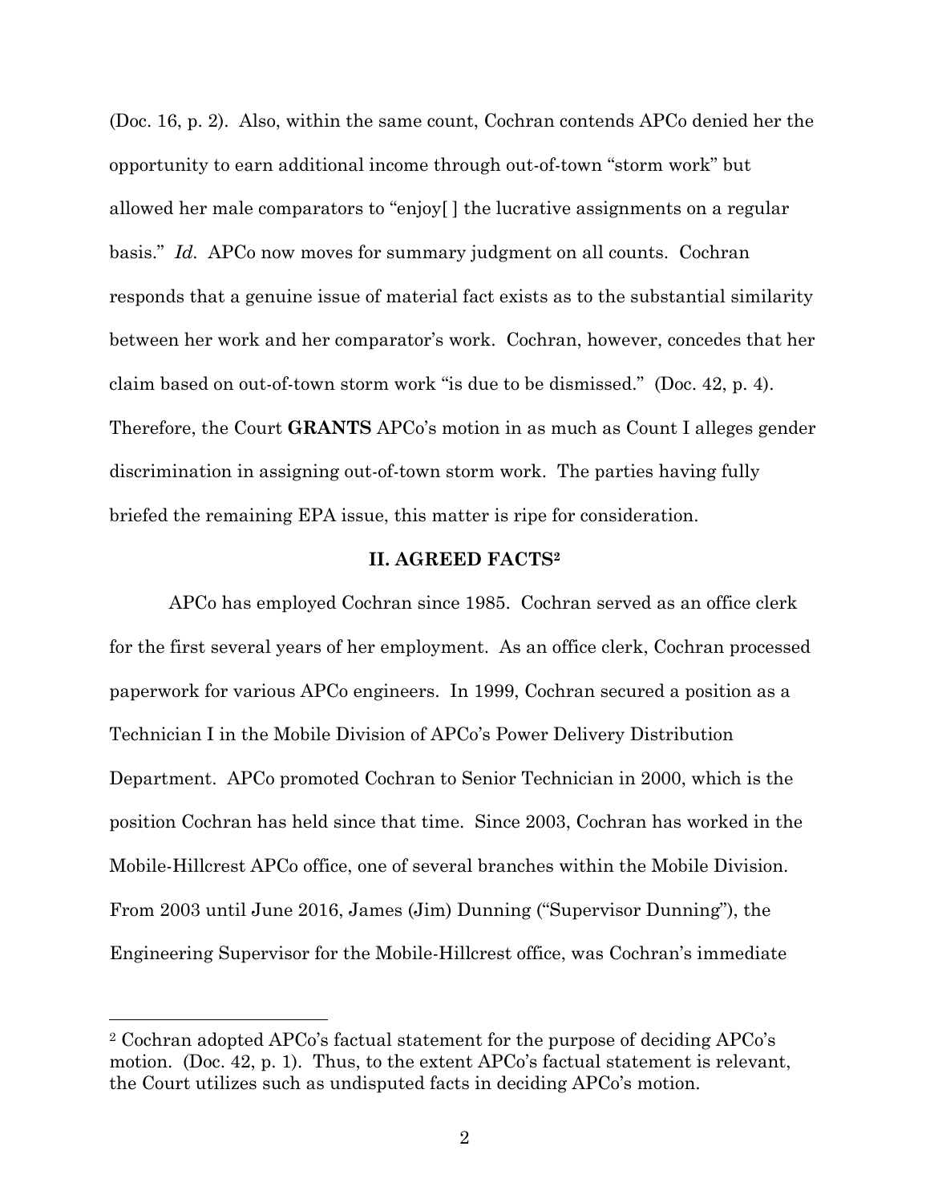(Doc. 16, p. 2). Also, within the same count, Cochran contends APCo denied her the opportunity to earn additional income through out-of-town "storm work" but allowed her male comparators to "enjoy[ ] the lucrative assignments on a regular basis." *Id.* APCo now moves for summary judgment on all counts. Cochran responds that a genuine issue of material fact exists as to the substantial similarity between her work and her comparator's work. Cochran, however, concedes that her claim based on out-of-town storm work "is due to be dismissed." (Doc. 42, p. 4). Therefore, the Court **GRANTS** APCo's motion in as much as Count I alleges gender discrimination in assigning out-of-town storm work. The parties having fully briefed the remaining EPA issue, this matter is ripe for consideration.

## II. AGREED FACTS[2]

APCo has employed Cochran since 1985. Cochran served as an office clerk for the first several years of her employment. As an office clerk, Cochran processed paperwork for various APCo engineers. In 1999, Cochran secured a position as a Technician I in the Mobile Division of APCo's Power Delivery Distribution Department. APCo promoted Cochran to Senior Technician in 2000, which is the position Cochran has held since that time. Since 2003, Cochran has worked in the Mobile-Hillcrest APCo office, one of several branches within the Mobile Division. From 2003 until June 2016, James (Jim) Dunning ("Supervisor Dunning"), the Engineering Supervisor for the Mobile-Hillcrest office, was Cochran's immediate

---

[2] Cochran adopted APCo's factual statement for the purpose of deciding APCo's motion. (Doc. 42, p. 1). Thus, to the extent APCo's factual statement is relevant, the Court utilizes such as undisputed facts in deciding APCo's motion.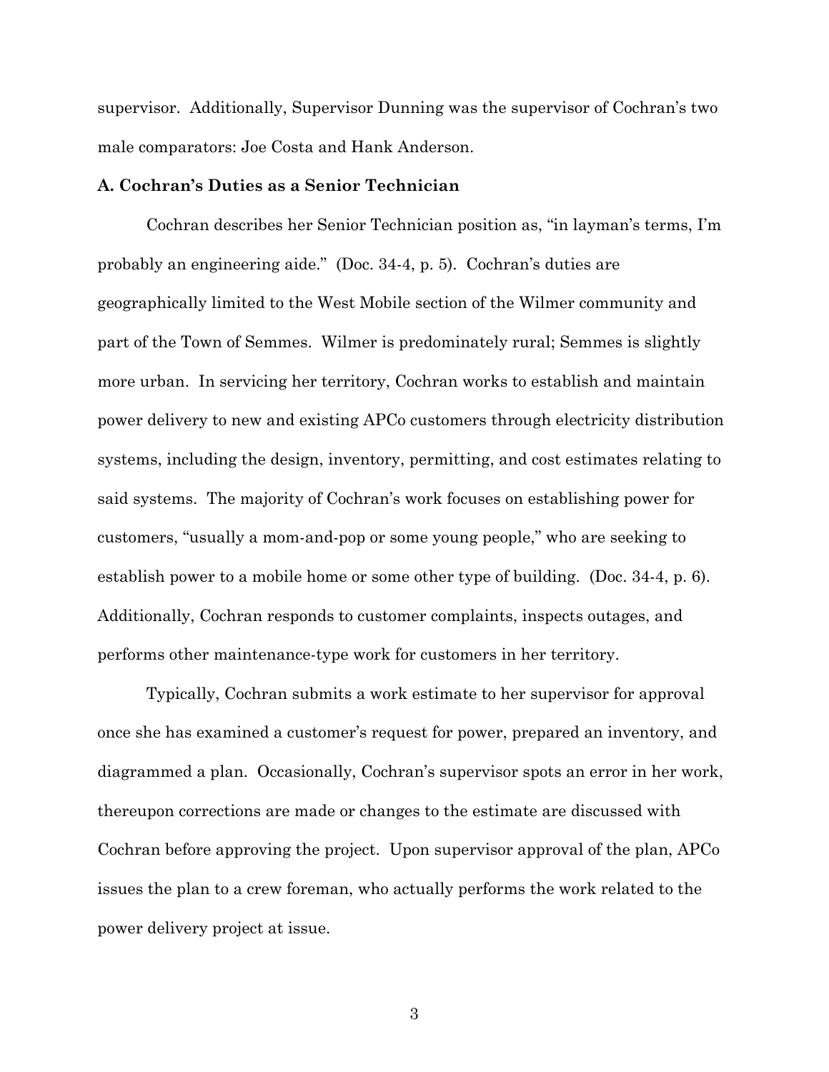supervisor. Additionally, Supervisor Dunning was the supervisor of Cochran's two male comparators: Joe Costa and Hank Anderson.

**A. Cochran's Duties as a Senior Technician**

Cochran describes her Senior Technician position as, "in layman's terms, I'm probably an engineering aide." (Doc. 34-4, p. 5). Cochran's duties are geographically limited to the West Mobile section of the Wilmer community and part of the Town of Semmes. Wilmer is predominately rural; Semmes is slightly more urban. In servicing her territory, Cochran works to establish and maintain power delivery to new and existing APCo customers through electricity distribution systems, including the design, inventory, permitting, and cost estimates relating to said systems. The majority of Cochran's work focuses on establishing power for customers, "usually a mom-and-pop or some young people," who are seeking to establish power to a mobile home or some other type of building. (Doc. 34-4, p. 6). Additionally, Cochran responds to customer complaints, inspects outages, and performs other maintenance-type work for customers in her territory.

Typically, Cochran submits a work estimate to her supervisor for approval once she has examined a customer's request for power, prepared an inventory, and diagrammed a plan. Occasionally, Cochran's supervisor spots an error in her work, thereupon corrections are made or changes to the estimate are discussed with Cochran before approving the project. Upon supervisor approval of the plan, APCo issues the plan to a crew foreman, who actually performs the work related to the power delivery project at issue.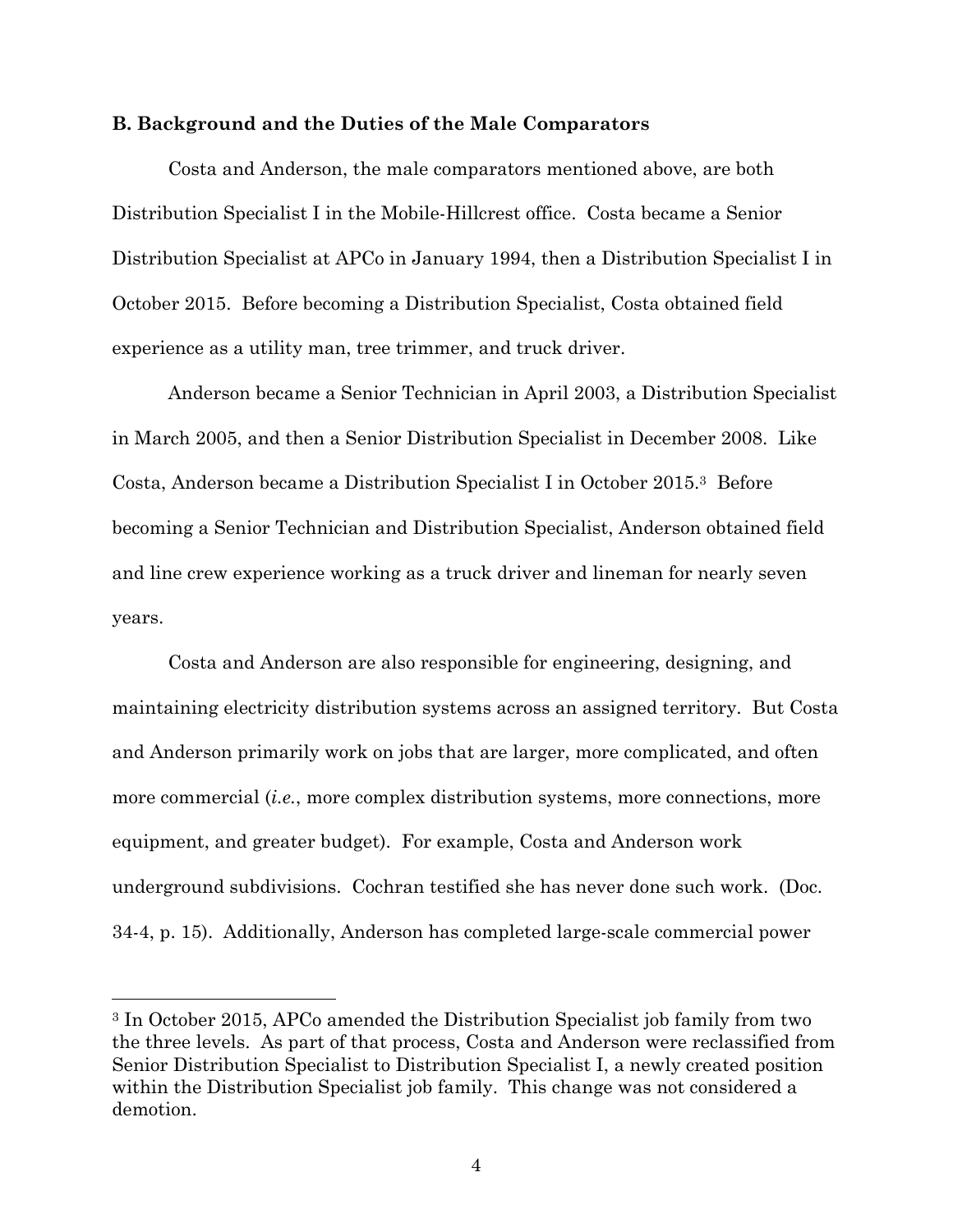### B. Background and the Duties of the Male Comparators

Costa and Anderson, the male comparators mentioned above, are both Distribution Specialist I in the Mobile-Hillcrest office. Costa became a Senior Distribution Specialist at APCo in January 1994, then a Distribution Specialist I in October 2015. Before becoming a Distribution Specialist, Costa obtained field experience as a utility man, tree trimmer, and truck driver.

Anderson became a Senior Technician in April 2003, a Distribution Specialist in March 2005, and then a Senior Distribution Specialist in December 2008. Like Costa, Anderson became a Distribution Specialist I in October 2015.[3] Before becoming a Senior Technician and Distribution Specialist, Anderson obtained field and line crew experience working as a truck driver and lineman for nearly seven years.

Costa and Anderson are also responsible for engineering, designing, and maintaining electricity distribution systems across an assigned territory. But Costa and Anderson primarily work on jobs that are larger, more complicated, and often more commercial (*i.e.*, more complex distribution systems, more connections, more equipment, and greater budget). For example, Costa and Anderson work underground subdivisions. Cochran testified she has never done such work. (Doc. 34-4, p. 15). Additionally, Anderson has completed large-scale commercial power

---

[3] In October 2015, APCo amended the Distribution Specialist job family from two the three levels. As part of that process, Costa and Anderson were reclassified from Senior Distribution Specialist to Distribution Specialist I, a newly created position within the Distribution Specialist job family. This change was not considered a demotion.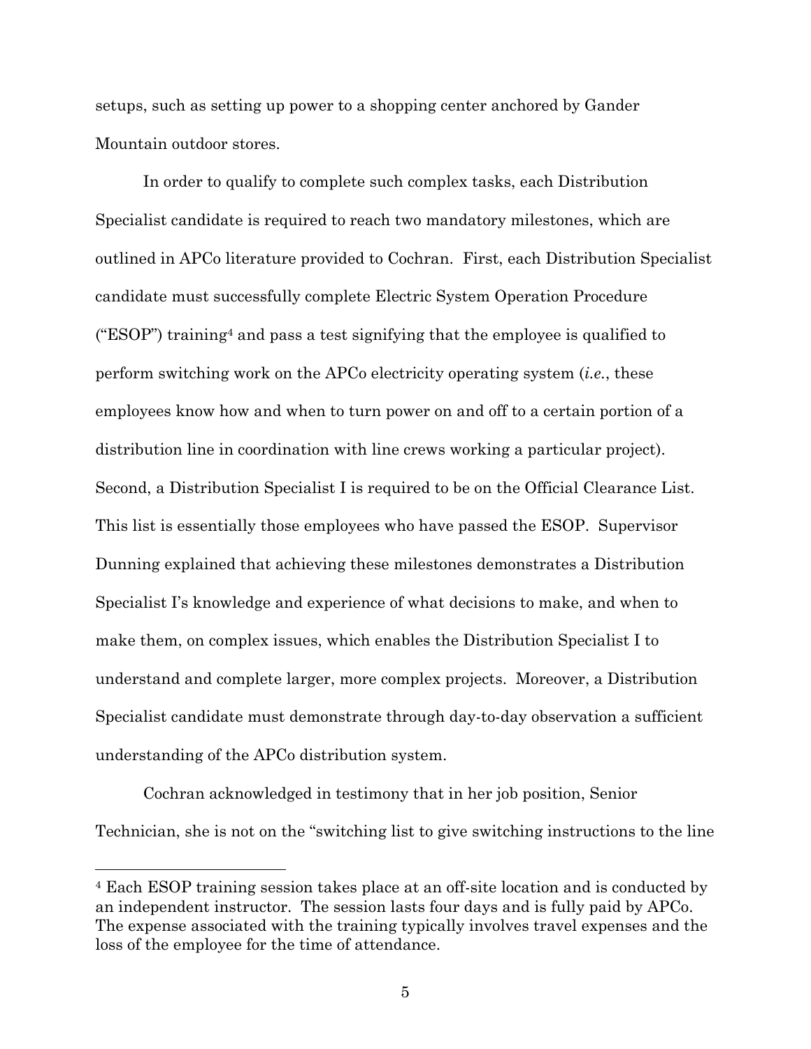setups, such as setting up power to a shopping center anchored by Gander Mountain outdoor stores.

In order to qualify to complete such complex tasks, each Distribution Specialist candidate is required to reach two mandatory milestones, which are outlined in APCo literature provided to Cochran. First, each Distribution Specialist candidate must successfully complete Electric System Operation Procedure ("ESOP") training[4] and pass a test signifying that the employee is qualified to perform switching work on the APCo electricity operating system (*i.e.*, these employees know how and when to turn power on and off to a certain portion of a distribution line in coordination with line crews working a particular project). Second, a Distribution Specialist I is required to be on the Official Clearance List. This list is essentially those employees who have passed the ESOP. Supervisor Dunning explained that achieving these milestones demonstrates a Distribution Specialist I's knowledge and experience of what decisions to make, and when to make them, on complex issues, which enables the Distribution Specialist I to understand and complete larger, more complex projects. Moreover, a Distribution Specialist candidate must demonstrate through day-to-day observation a sufficient understanding of the APCo distribution system.

Cochran acknowledged in testimony that in her job position, Senior Technician, she is not on the "switching list to give switching instructions to the line

---

[4] Each ESOP training session takes place at an off-site location and is conducted by an independent instructor. The session lasts four days and is fully paid by APCo. The expense associated with the training typically involves travel expenses and the loss of the employee for the time of attendance.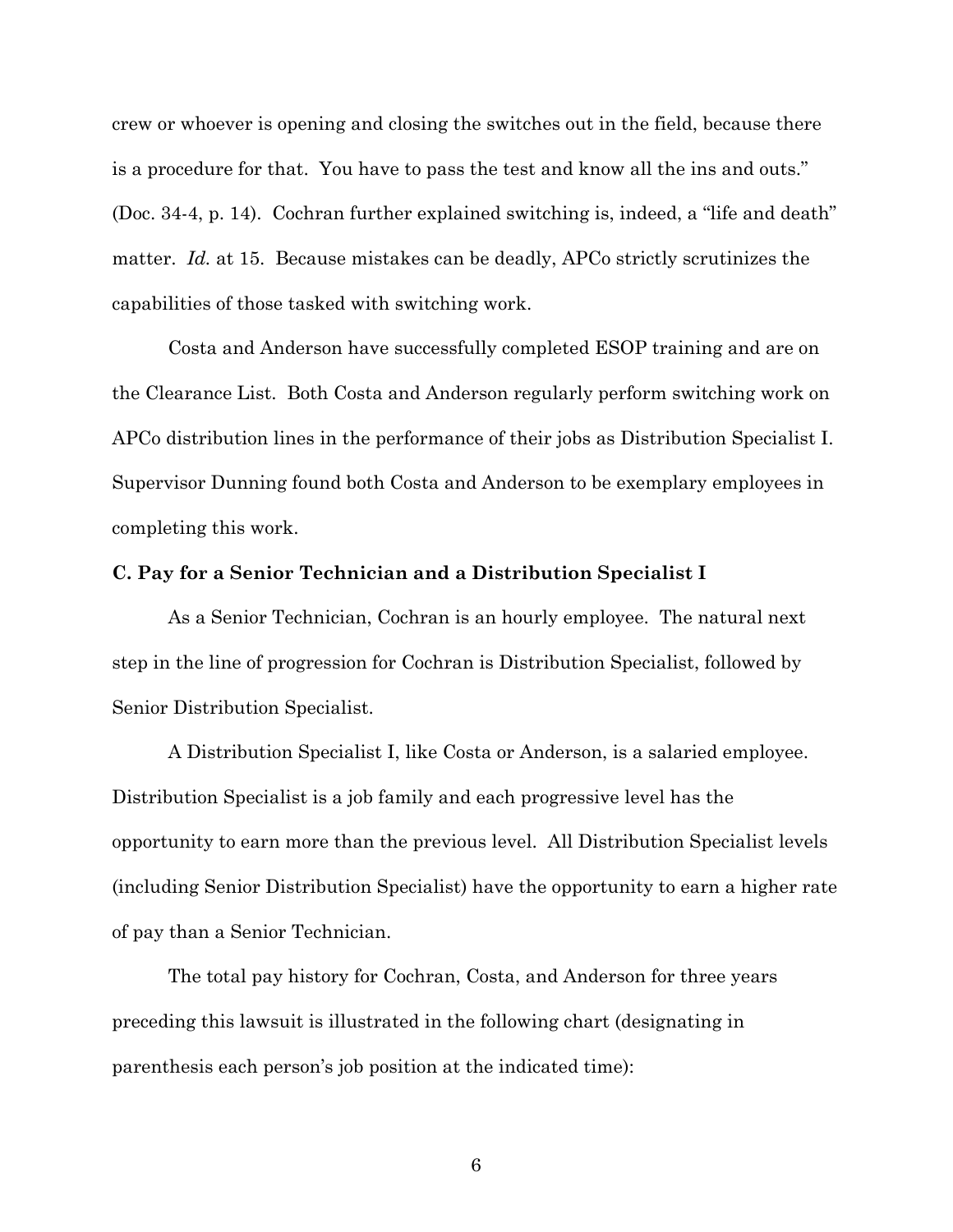crew or whoever is opening and closing the switches out in the field, because there is a procedure for that. You have to pass the test and know all the ins and outs." (Doc. 34-4, p. 14). Cochran further explained switching is, indeed, a "life and death" matter. *Id.* at 15. Because mistakes can be deadly, APCo strictly scrutinizes the capabilities of those tasked with switching work.

Costa and Anderson have successfully completed ESOP training and are on the Clearance List. Both Costa and Anderson regularly perform switching work on APCo distribution lines in the performance of their jobs as Distribution Specialist I. Supervisor Dunning found both Costa and Anderson to be exemplary employees in completing this work.

### C. Pay for a Senior Technician and a Distribution Specialist I

As a Senior Technician, Cochran is an hourly employee. The natural next step in the line of progression for Cochran is Distribution Specialist, followed by Senior Distribution Specialist.

A Distribution Specialist I, like Costa or Anderson, is a salaried employee. Distribution Specialist is a job family and each progressive level has the opportunity to earn more than the previous level. All Distribution Specialist levels (including Senior Distribution Specialist) have the opportunity to earn a higher rate of pay than a Senior Technician.

The total pay history for Cochran, Costa, and Anderson for three years preceding this lawsuit is illustrated in the following chart (designating in parenthesis each person's job position at the indicated time):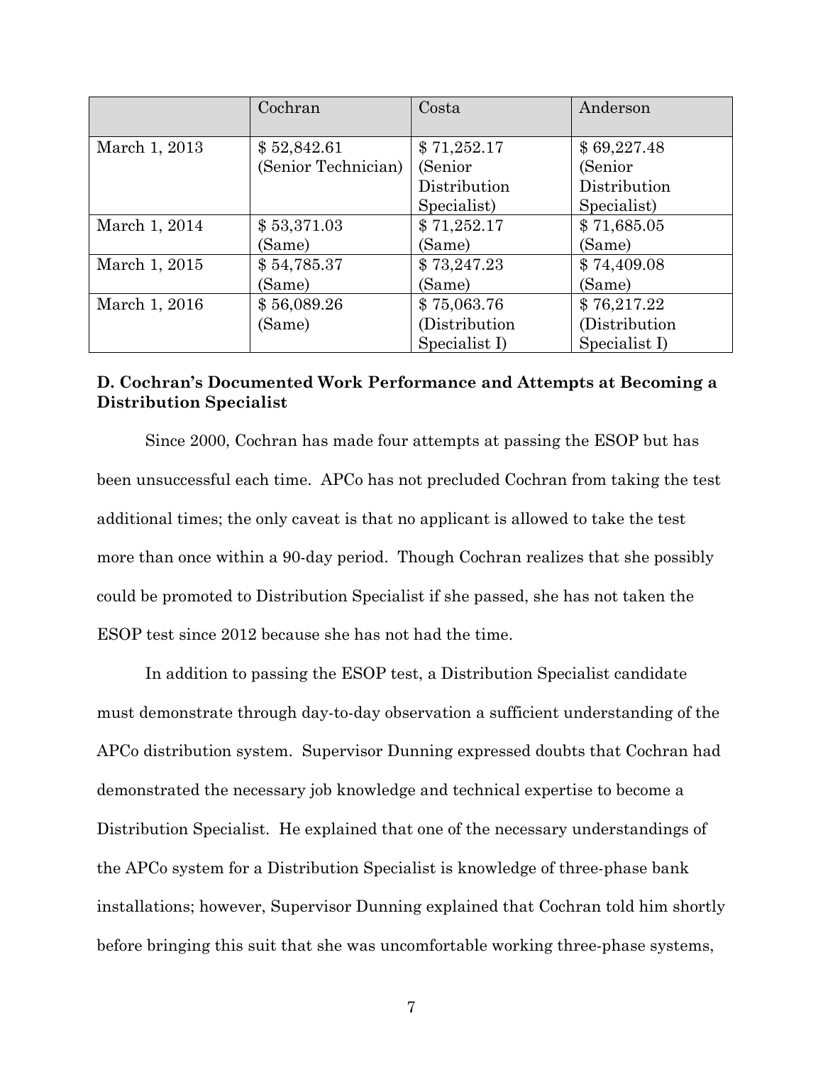| | Cochran | Costa | Anderson |
|---|---|---|---|
| March 1, 2013 | $ 52,842.61 (Senior Technician) | $ 71,252.17 (Senior Distribution Specialist) | $ 69,227.48 (Senior Distribution Specialist) |
| March 1, 2014 | $ 53,371.03 (Same) | $ 71,252.17 (Same) | $ 71,685.05 (Same) |
| March 1, 2015 | $ 54,785.37 (Same) | $ 73,247.23 (Same) | $ 74,409.08 (Same) |
| March 1, 2016 | $ 56,089.26 (Same) | $ 75,063.76 (Distribution Specialist I) | $ 76,217.22 (Distribution Specialist I) |

**D. Cochran's Documented Work Performance and Attempts at Becoming a Distribution Specialist**

Since 2000, Cochran has made four attempts at passing the ESOP but has been unsuccessful each time. APCo has not precluded Cochran from taking the test additional times; the only caveat is that no applicant is allowed to take the test more than once within a 90-day period. Though Cochran realizes that she possibly could be promoted to Distribution Specialist if she passed, she has not taken the ESOP test since 2012 because she has not had the time.

In addition to passing the ESOP test, a Distribution Specialist candidate must demonstrate through day-to-day observation a sufficient understanding of the APCo distribution system. Supervisor Dunning expressed doubts that Cochran had demonstrated the necessary job knowledge and technical expertise to become a Distribution Specialist. He explained that one of the necessary understandings of the APCo system for a Distribution Specialist is knowledge of three-phase bank installations; however, Supervisor Dunning explained that Cochran told him shortly before bringing this suit that she was uncomfortable working three-phase systems,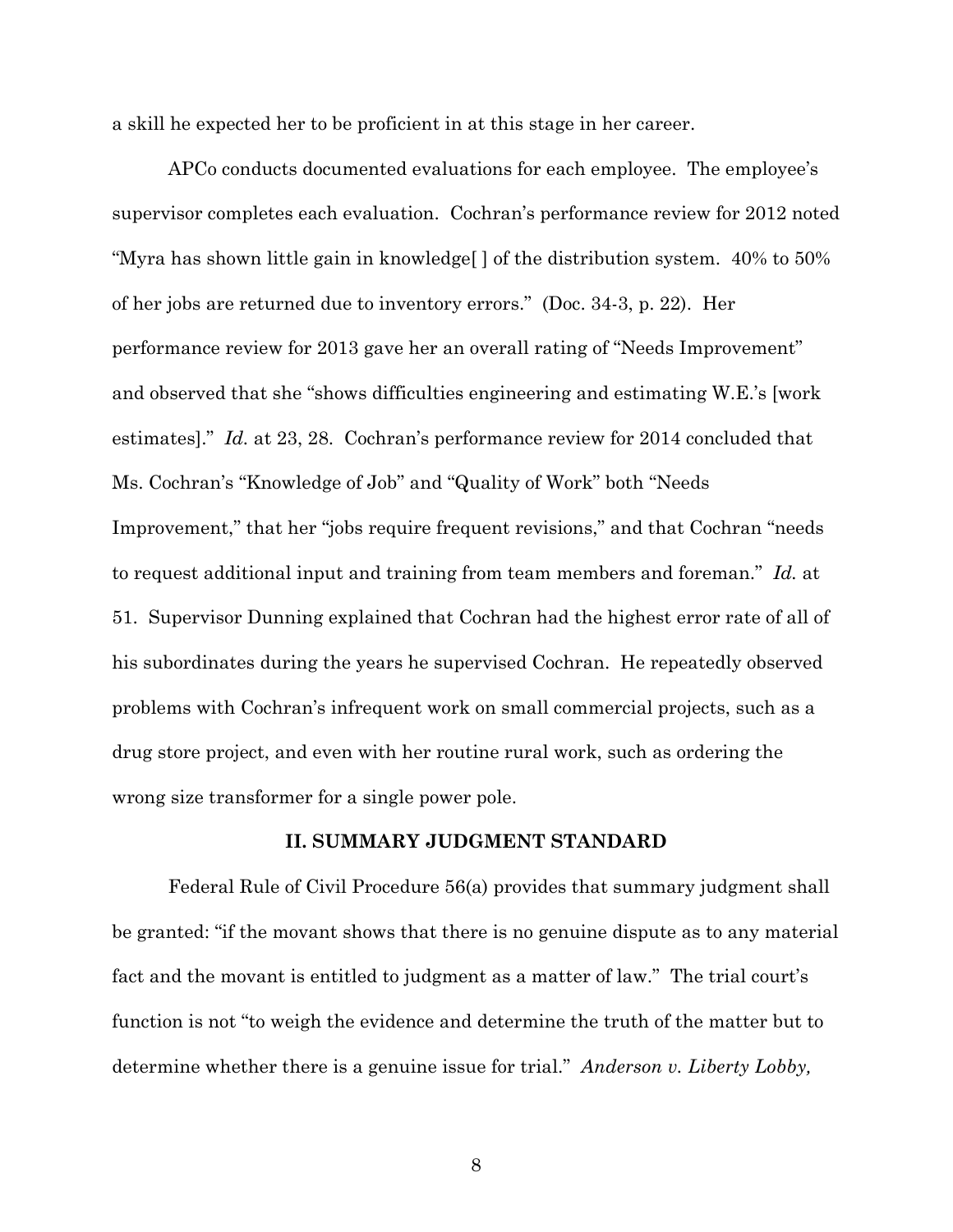a skill he expected her to be proficient in at this stage in her career.

APCo conducts documented evaluations for each employee. The employee's supervisor completes each evaluation. Cochran's performance review for 2012 noted "Myra has shown little gain in knowledge[ ] of the distribution system. 40% to 50% of her jobs are returned due to inventory errors." (Doc. 34-3, p. 22). Her performance review for 2013 gave her an overall rating of "Needs Improvement" and observed that she "shows difficulties engineering and estimating W.E.'s [work estimates]." *Id.* at 23, 28. Cochran's performance review for 2014 concluded that Ms. Cochran's "Knowledge of Job" and "Quality of Work" both "Needs Improvement," that her "jobs require frequent revisions," and that Cochran "needs to request additional input and training from team members and foreman." *Id.* at 51. Supervisor Dunning explained that Cochran had the highest error rate of all of his subordinates during the years he supervised Cochran. He repeatedly observed problems with Cochran's infrequent work on small commercial projects, such as a drug store project, and even with her routine rural work, such as ordering the wrong size transformer for a single power pole.

## II. SUMMARY JUDGMENT STANDARD

Federal Rule of Civil Procedure 56(a) provides that summary judgment shall be granted: "if the movant shows that there is no genuine dispute as to any material fact and the movant is entitled to judgment as a matter of law." The trial court's function is not "to weigh the evidence and determine the truth of the matter but to determine whether there is a genuine issue for trial." *Anderson v. Liberty Lobby,*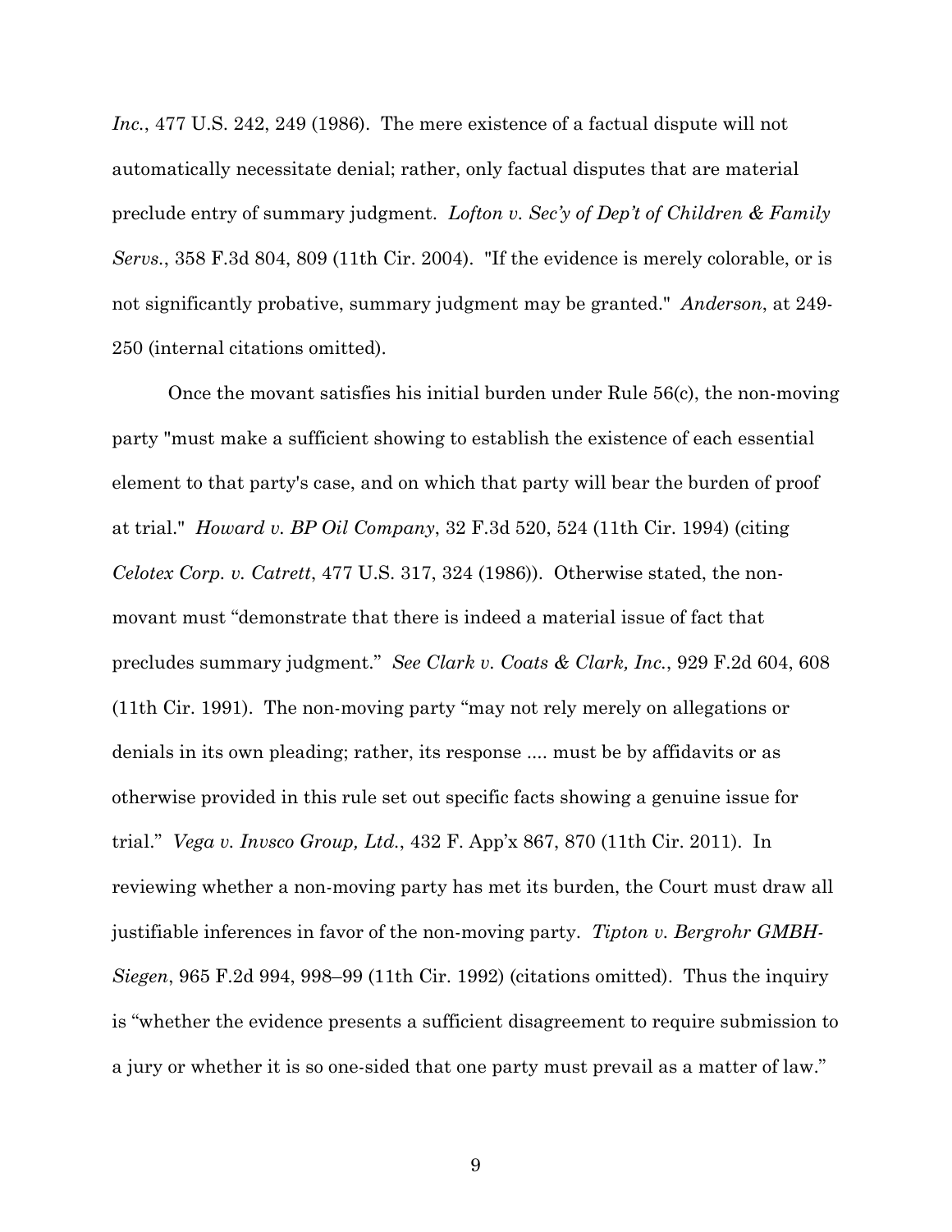*Inc.*, 477 U.S. 242, 249 (1986). The mere existence of a factual dispute will not automatically necessitate denial; rather, only factual disputes that are material preclude entry of summary judgment. *Lofton v. Sec'y of Dep't of Children & Family Servs.*, 358 F.3d 804, 809 (11th Cir. 2004). "If the evidence is merely colorable, or is not significantly probative, summary judgment may be granted." *Anderson*, at 249-250 (internal citations omitted).

Once the movant satisfies his initial burden under Rule 56(c), the non-moving party "must make a sufficient showing to establish the existence of each essential element to that party's case, and on which that party will bear the burden of proof at trial." *Howard v. BP Oil Company*, 32 F.3d 520, 524 (11th Cir. 1994) (citing *Celotex Corp. v. Catrett*, 477 U.S. 317, 324 (1986)). Otherwise stated, the non-movant must "demonstrate that there is indeed a material issue of fact that precludes summary judgment." *See Clark v. Coats & Clark, Inc.*, 929 F.2d 604, 608 (11th Cir. 1991). The non-moving party "may not rely merely on allegations or denials in its own pleading; rather, its response .... must be by affidavits or as otherwise provided in this rule set out specific facts showing a genuine issue for trial." *Vega v. Invsco Group, Ltd.*, 432 F. App'x 867, 870 (11th Cir. 2011). In reviewing whether a non-moving party has met its burden, the Court must draw all justifiable inferences in favor of the non-moving party. *Tipton v. Bergrohr GMBH-Siegen*, 965 F.2d 994, 998–99 (11th Cir. 1992) (citations omitted). Thus the inquiry is "whether the evidence presents a sufficient disagreement to require submission to a jury or whether it is so one-sided that one party must prevail as a matter of law."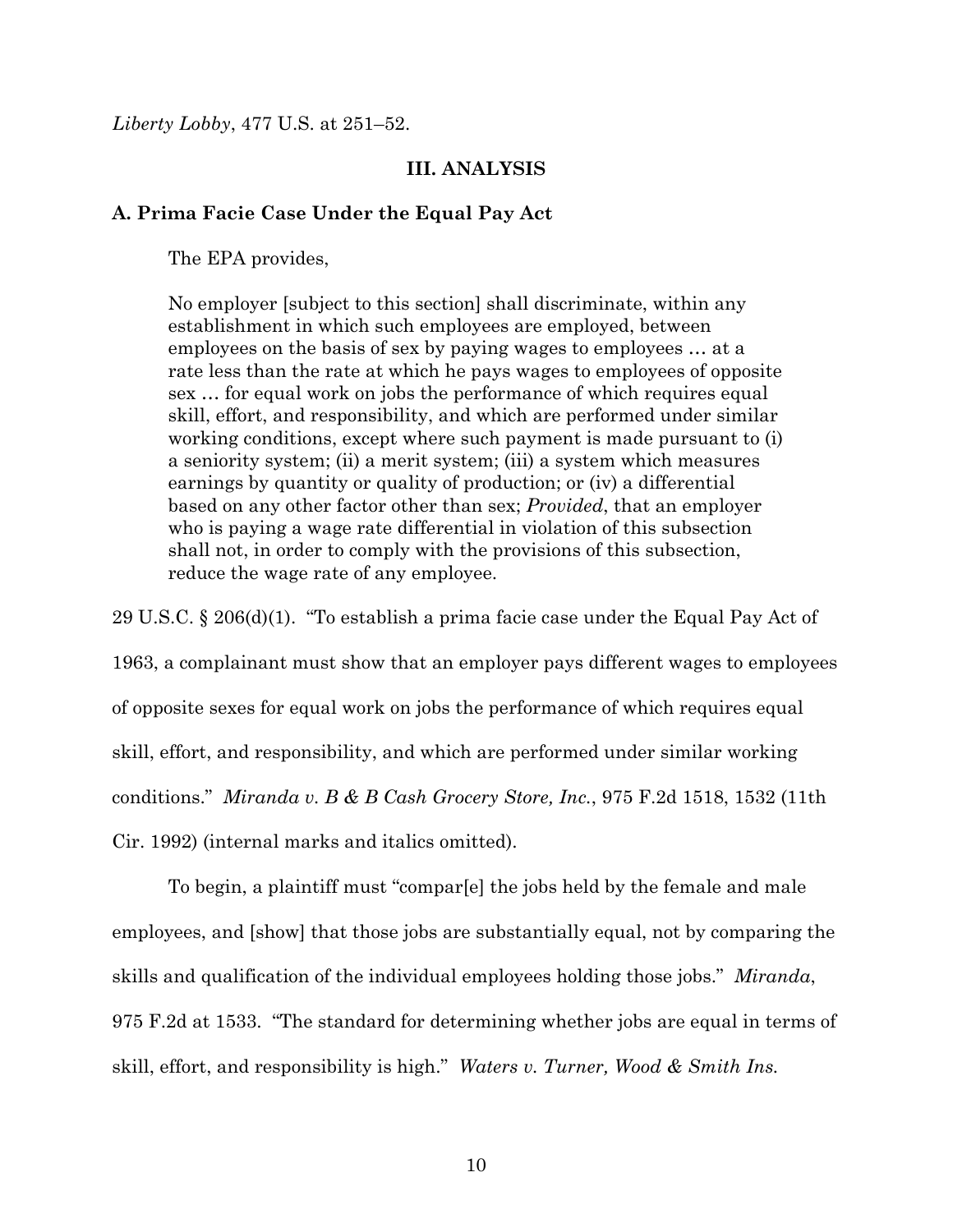*Liberty Lobby*, 477 U.S. at 251–52.

## III. ANALYSIS

### A. Prima Facie Case Under the Equal Pay Act

The EPA provides,

> No employer [subject to this section] shall discriminate, within any establishment in which such employees are employed, between employees on the basis of sex by paying wages to employees … at a rate less than the rate at which he pays wages to employees of opposite sex … for equal work on jobs the performance of which requires equal skill, effort, and responsibility, and which are performed under similar working conditions, except where such payment is made pursuant to (i) a seniority system; (ii) a merit system; (iii) a system which measures earnings by quantity or quality of production; or (iv) a differential based on any other factor other than sex; *Provided*, that an employer who is paying a wage rate differential in violation of this subsection shall not, in order to comply with the provisions of this subsection, reduce the wage rate of any employee.

29 U.S.C. § 206(d)(1). "To establish a prima facie case under the Equal Pay Act of 1963, a complainant must show that an employer pays different wages to employees of opposite sexes for equal work on jobs the performance of which requires equal skill, effort, and responsibility, and which are performed under similar working conditions." *Miranda v. B & B Cash Grocery Store, Inc.*, 975 F.2d 1518, 1532 (11th Cir. 1992) (internal marks and italics omitted).

To begin, a plaintiff must "compar[e] the jobs held by the female and male employees, and [show] that those jobs are substantially equal, not by comparing the skills and qualification of the individual employees holding those jobs." *Miranda*, 975 F.2d at 1533. "The standard for determining whether jobs are equal in terms of skill, effort, and responsibility is high." *Waters v. Turner, Wood & Smith Ins.*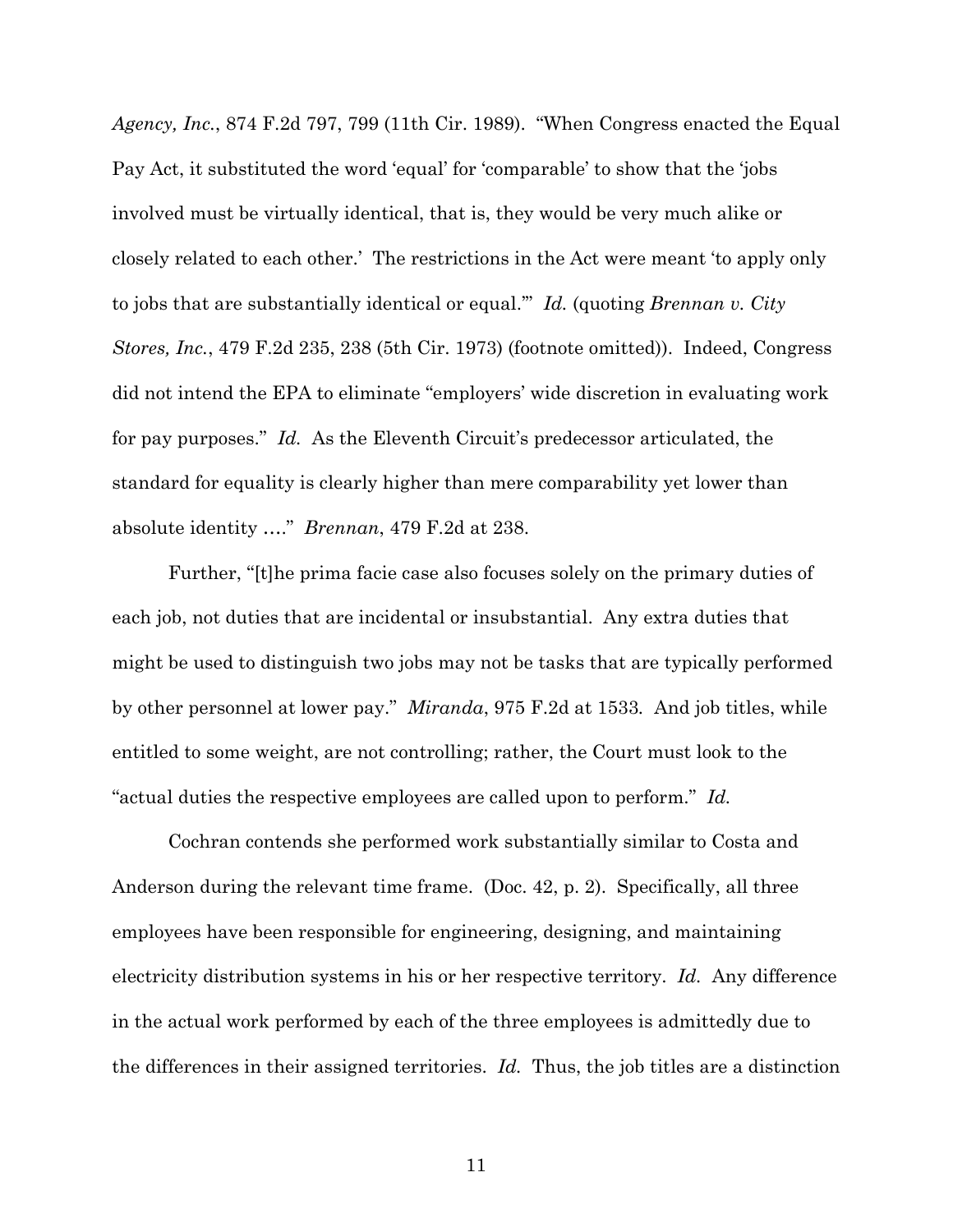*Agency, Inc.*, 874 F.2d 797, 799 (11th Cir. 1989). "When Congress enacted the Equal Pay Act, it substituted the word 'equal' for 'comparable' to show that the 'jobs involved must be virtually identical, that is, they would be very much alike or closely related to each other.' The restrictions in the Act were meant 'to apply only to jobs that are substantially identical or equal.'" *Id.* (quoting *Brennan v. City Stores, Inc.*, 479 F.2d 235, 238 (5th Cir. 1973) (footnote omitted)). Indeed, Congress did not intend the EPA to eliminate "employers' wide discretion in evaluating work for pay purposes." *Id.* As the Eleventh Circuit's predecessor articulated, the standard for equality is clearly higher than mere comparability yet lower than absolute identity …." *Brennan*, 479 F.2d at 238.

Further, "[t]he prima facie case also focuses solely on the primary duties of each job, not duties that are incidental or insubstantial. Any extra duties that might be used to distinguish two jobs may not be tasks that are typically performed by other personnel at lower pay." *Miranda*, 975 F.2d at 1533. And job titles, while entitled to some weight, are not controlling; rather, the Court must look to the "actual duties the respective employees are called upon to perform." *Id.*

Cochran contends she performed work substantially similar to Costa and Anderson during the relevant time frame. (Doc. 42, p. 2). Specifically, all three employees have been responsible for engineering, designing, and maintaining electricity distribution systems in his or her respective territory. *Id.* Any difference in the actual work performed by each of the three employees is admittedly due to the differences in their assigned territories. *Id.* Thus, the job titles are a distinction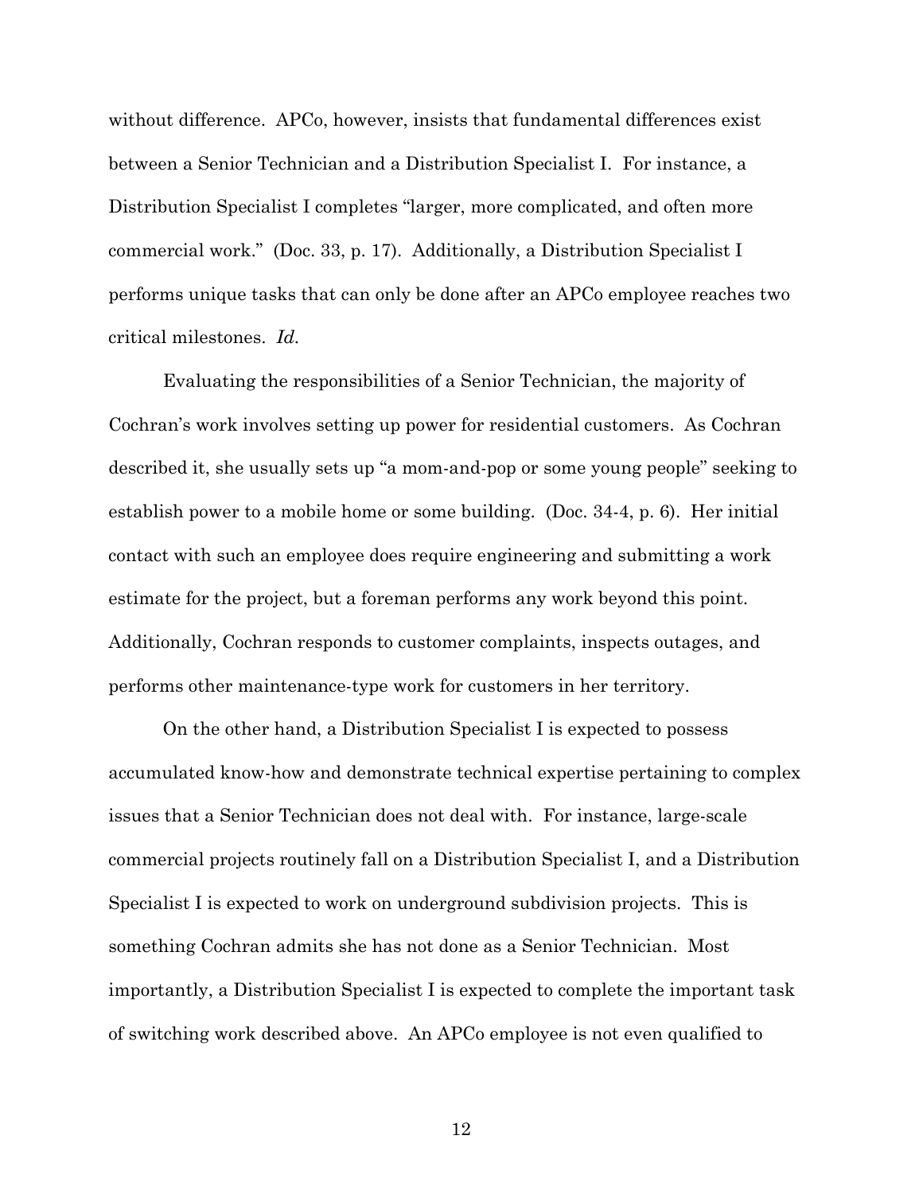without difference. APCo, however, insists that fundamental differences exist between a Senior Technician and a Distribution Specialist I. For instance, a Distribution Specialist I completes "larger, more complicated, and often more commercial work." (Doc. 33, p. 17). Additionally, a Distribution Specialist I performs unique tasks that can only be done after an APCo employee reaches two critical milestones. *Id.*

Evaluating the responsibilities of a Senior Technician, the majority of Cochran's work involves setting up power for residential customers. As Cochran described it, she usually sets up "a mom-and-pop or some young people" seeking to establish power to a mobile home or some building. (Doc. 34-4, p. 6). Her initial contact with such an employee does require engineering and submitting a work estimate for the project, but a foreman performs any work beyond this point. Additionally, Cochran responds to customer complaints, inspects outages, and performs other maintenance-type work for customers in her territory.

On the other hand, a Distribution Specialist I is expected to possess accumulated know-how and demonstrate technical expertise pertaining to complex issues that a Senior Technician does not deal with. For instance, large-scale commercial projects routinely fall on a Distribution Specialist I, and a Distribution Specialist I is expected to work on underground subdivision projects. This is something Cochran admits she has not done as a Senior Technician. Most importantly, a Distribution Specialist I is expected to complete the important task of switching work described above. An APCo employee is not even qualified to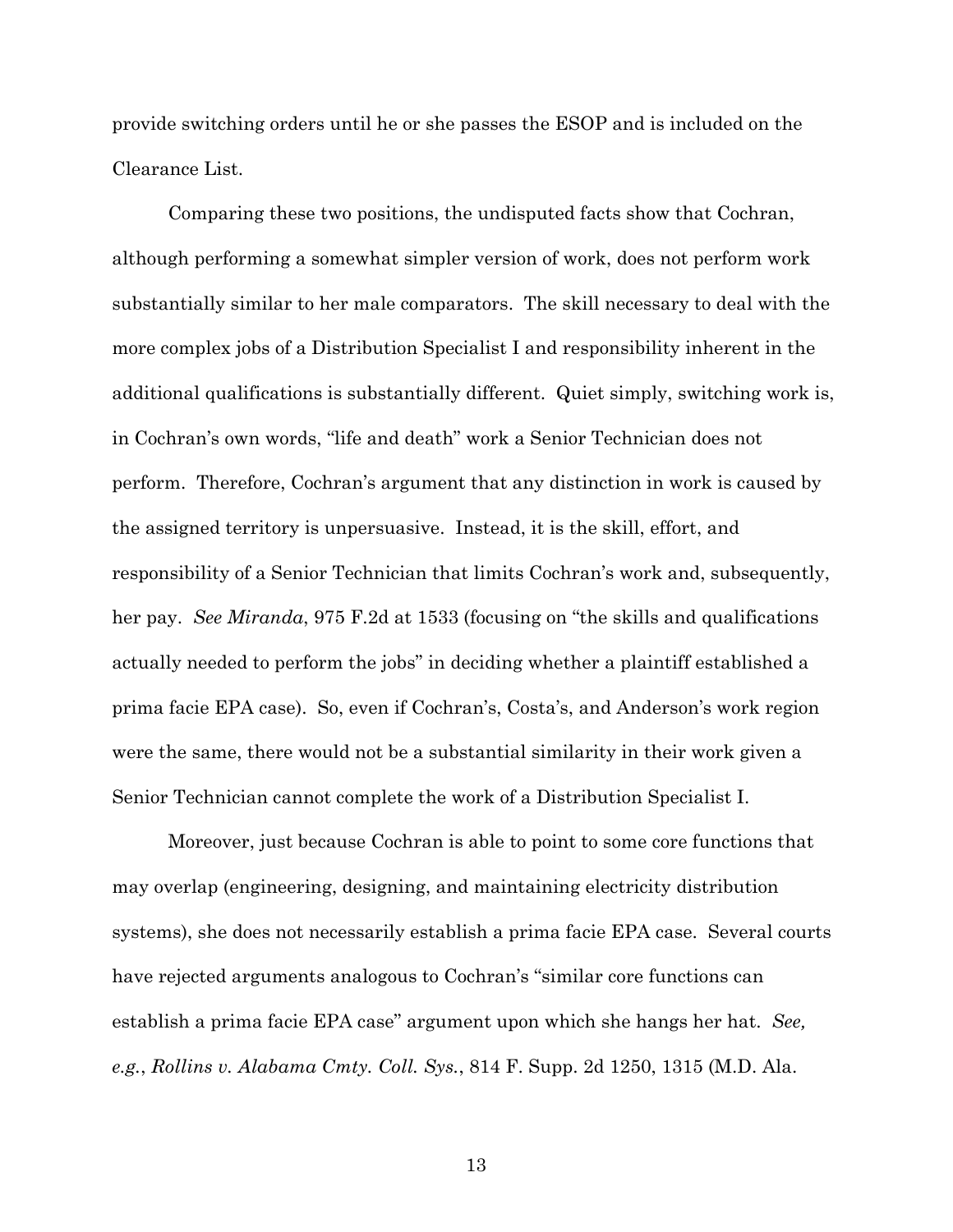provide switching orders until he or she passes the ESOP and is included on the Clearance List.

Comparing these two positions, the undisputed facts show that Cochran, although performing a somewhat simpler version of work, does not perform work substantially similar to her male comparators. The skill necessary to deal with the more complex jobs of a Distribution Specialist I and responsibility inherent in the additional qualifications is substantially different. Quiet simply, switching work is, in Cochran's own words, "life and death" work a Senior Technician does not perform. Therefore, Cochran's argument that any distinction in work is caused by the assigned territory is unpersuasive. Instead, it is the skill, effort, and responsibility of a Senior Technician that limits Cochran's work and, subsequently, her pay. *See Miranda*, 975 F.2d at 1533 (focusing on "the skills and qualifications actually needed to perform the jobs" in deciding whether a plaintiff established a prima facie EPA case). So, even if Cochran's, Costa's, and Anderson's work region were the same, there would not be a substantial similarity in their work given a Senior Technician cannot complete the work of a Distribution Specialist I.

Moreover, just because Cochran is able to point to some core functions that may overlap (engineering, designing, and maintaining electricity distribution systems), she does not necessarily establish a prima facie EPA case. Several courts have rejected arguments analogous to Cochran's "similar core functions can establish a prima facie EPA case" argument upon which she hangs her hat. *See, e.g.*, *Rollins v. Alabama Cmty. Coll. Sys.*, 814 F. Supp. 2d 1250, 1315 (M.D. Ala.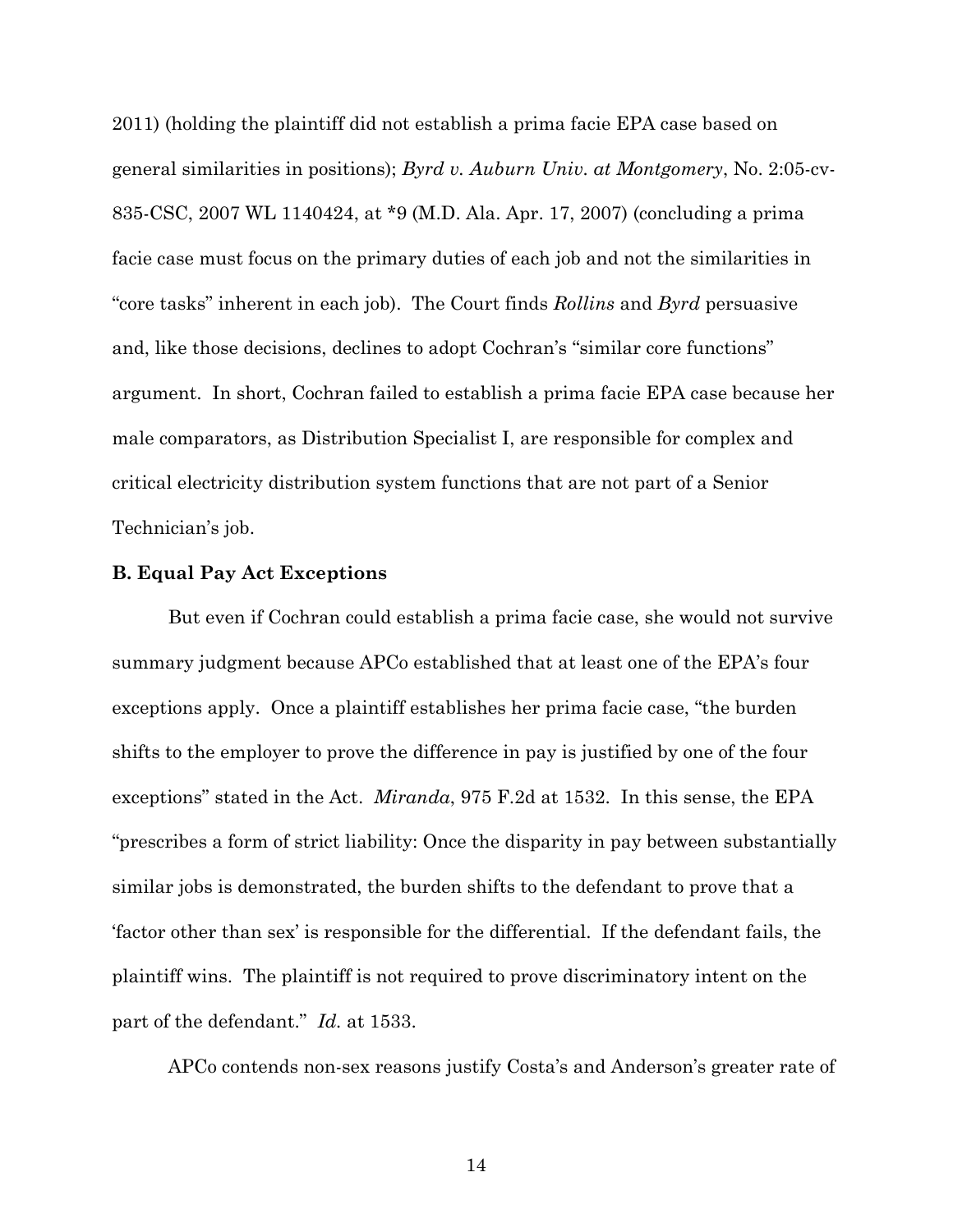2011) (holding the plaintiff did not establish a prima facie EPA case based on general similarities in positions); *Byrd v. Auburn Univ. at Montgomery*, No. 2:05-cv-835-CSC, 2007 WL 1140424, at *9 (M.D. Ala. Apr. 17, 2007) (concluding a prima facie case must focus on the primary duties of each job and not the similarities in "core tasks" inherent in each job). The Court finds *Rollins* and *Byrd* persuasive and, like those decisions, declines to adopt Cochran's "similar core functions" argument. In short, Cochran failed to establish a prima facie EPA case because her male comparators, as Distribution Specialist I, are responsible for complex and critical electricity distribution system functions that are not part of a Senior Technician's job.

**B. Equal Pay Act Exceptions**

But even if Cochran could establish a prima facie case, she would not survive summary judgment because APCo established that at least one of the EPA's four exceptions apply. Once a plaintiff establishes her prima facie case, "the burden shifts to the employer to prove the difference in pay is justified by one of the four exceptions" stated in the Act. *Miranda*, 975 F.2d at 1532. In this sense, the EPA "prescribes a form of strict liability: Once the disparity in pay between substantially similar jobs is demonstrated, the burden shifts to the defendant to prove that a 'factor other than sex' is responsible for the differential. If the defendant fails, the plaintiff wins. The plaintiff is not required to prove discriminatory intent on the part of the defendant." *Id.* at 1533.

APCo contends non-sex reasons justify Costa's and Anderson's greater rate of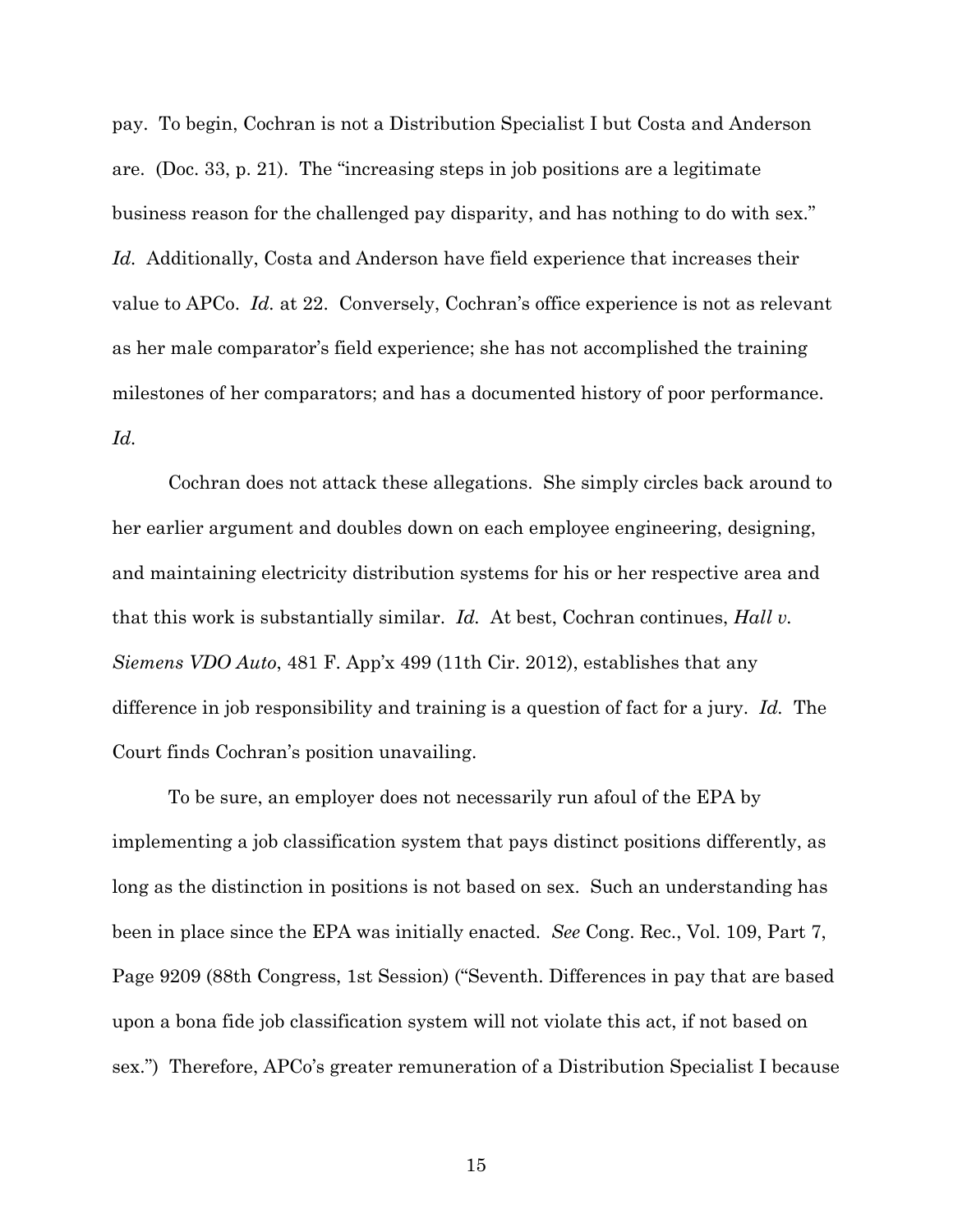pay. To begin, Cochran is not a Distribution Specialist I but Costa and Anderson are. (Doc. 33, p. 21). The "increasing steps in job positions are a legitimate business reason for the challenged pay disparity, and has nothing to do with sex." *Id.* Additionally, Costa and Anderson have field experience that increases their value to APCo. *Id.* at 22. Conversely, Cochran's office experience is not as relevant as her male comparator's field experience; she has not accomplished the training milestones of her comparators; and has a documented history of poor performance. *Id.*

Cochran does not attack these allegations. She simply circles back around to her earlier argument and doubles down on each employee engineering, designing, and maintaining electricity distribution systems for his or her respective area and that this work is substantially similar. *Id.* At best, Cochran continues, *Hall v. Siemens VDO Auto*, 481 F. App'x 499 (11th Cir. 2012), establishes that any difference in job responsibility and training is a question of fact for a jury. *Id.* The Court finds Cochran's position unavailing.

To be sure, an employer does not necessarily run afoul of the EPA by implementing a job classification system that pays distinct positions differently, as long as the distinction in positions is not based on sex. Such an understanding has been in place since the EPA was initially enacted. *See* Cong. Rec., Vol. 109, Part 7, Page 9209 (88th Congress, 1st Session) ("Seventh. Differences in pay that are based upon a bona fide job classification system will not violate this act, if not based on sex.") Therefore, APCo's greater remuneration of a Distribution Specialist I because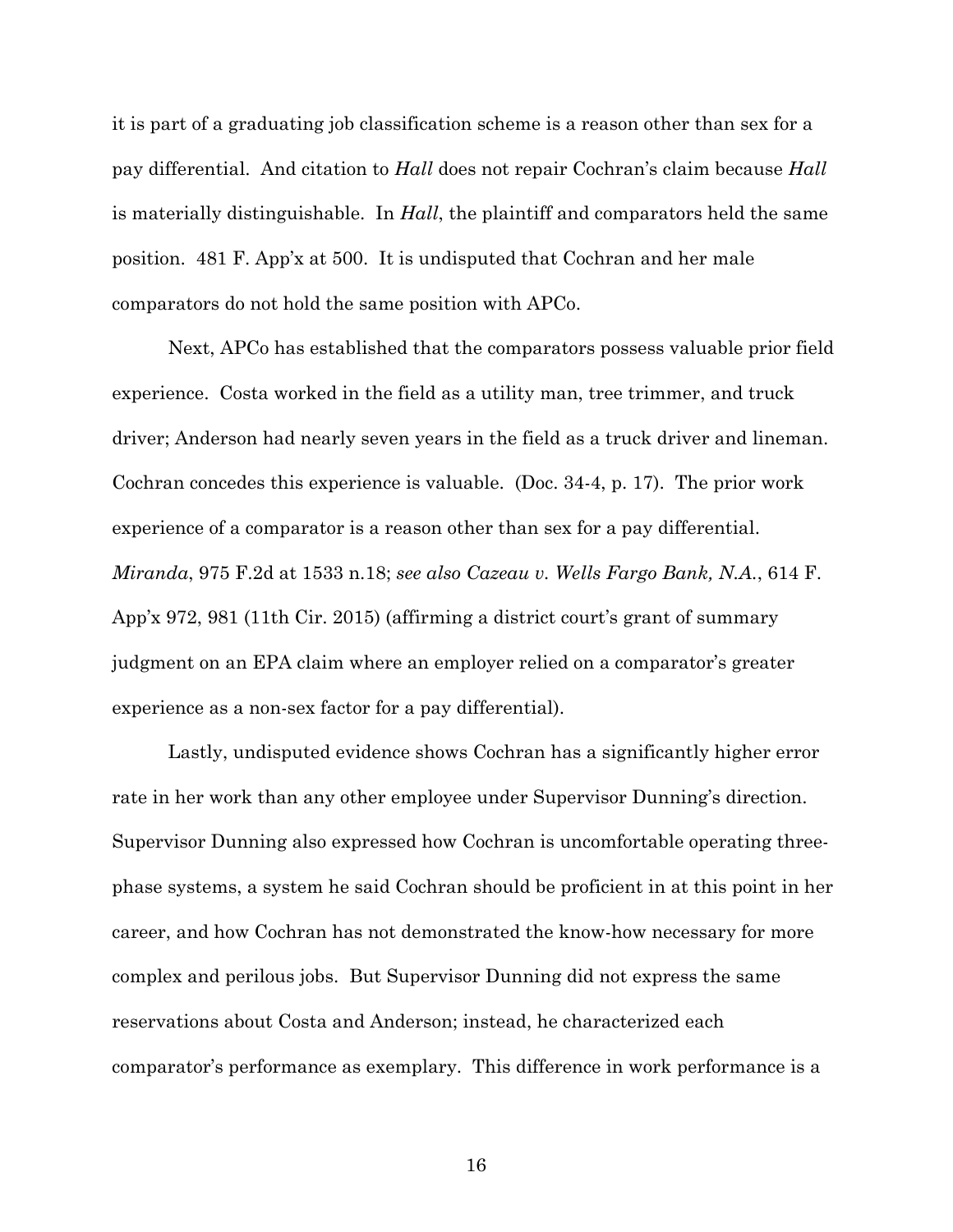it is part of a graduating job classification scheme is a reason other than sex for a pay differential. And citation to *Hall* does not repair Cochran's claim because *Hall* is materially distinguishable. In *Hall*, the plaintiff and comparators held the same position. 481 F. App'x at 500. It is undisputed that Cochran and her male comparators do not hold the same position with APCo.

Next, APCo has established that the comparators possess valuable prior field experience. Costa worked in the field as a utility man, tree trimmer, and truck driver; Anderson had nearly seven years in the field as a truck driver and lineman. Cochran concedes this experience is valuable. (Doc. 34-4, p. 17). The prior work experience of a comparator is a reason other than sex for a pay differential. *Miranda*, 975 F.2d at 1533 n.18; *see also Cazeau v. Wells Fargo Bank, N.A.*, 614 F. App'x 972, 981 (11th Cir. 2015) (affirming a district court's grant of summary judgment on an EPA claim where an employer relied on a comparator's greater experience as a non-sex factor for a pay differential).

Lastly, undisputed evidence shows Cochran has a significantly higher error rate in her work than any other employee under Supervisor Dunning's direction. Supervisor Dunning also expressed how Cochran is uncomfortable operating three-phase systems, a system he said Cochran should be proficient in at this point in her career, and how Cochran has not demonstrated the know-how necessary for more complex and perilous jobs. But Supervisor Dunning did not express the same reservations about Costa and Anderson; instead, he characterized each comparator's performance as exemplary. This difference in work performance is a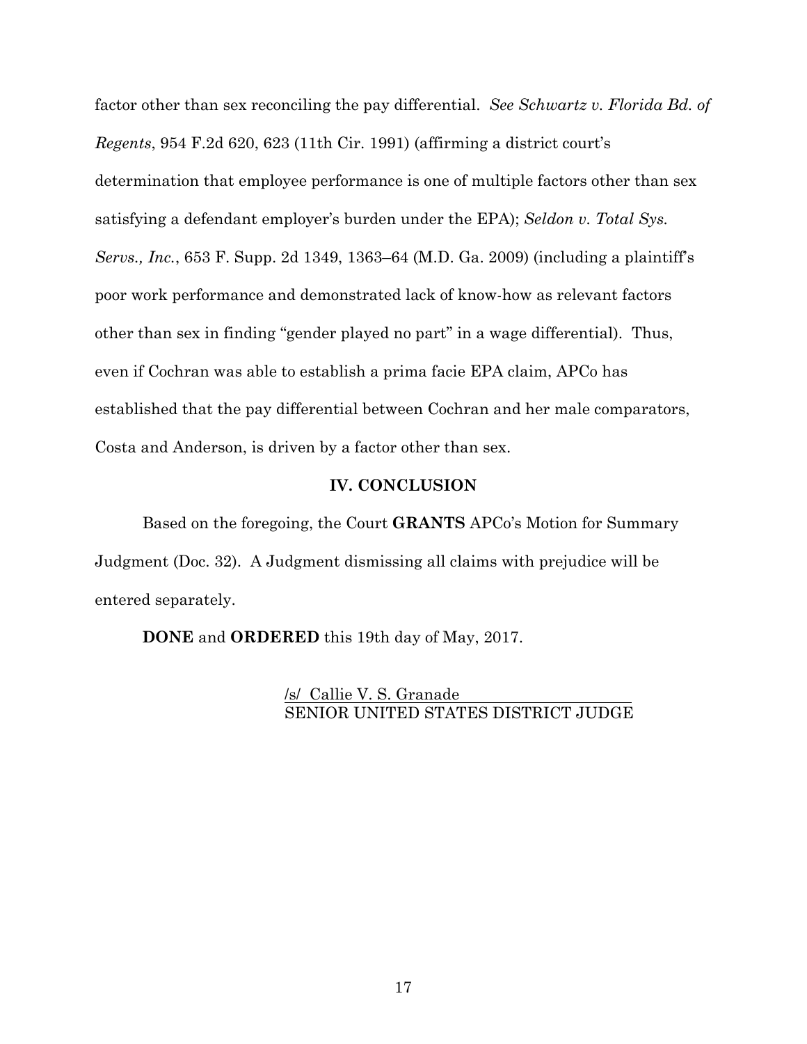factor other than sex reconciling the pay differential. *See Schwartz v. Florida Bd. of Regents*, 954 F.2d 620, 623 (11th Cir. 1991) (affirming a district court's determination that employee performance is one of multiple factors other than sex satisfying a defendant employer's burden under the EPA); *Seldon v. Total Sys. Servs., Inc.*, 653 F. Supp. 2d 1349, 1363–64 (M.D. Ga. 2009) (including a plaintiff's poor work performance and demonstrated lack of know-how as relevant factors other than sex in finding "gender played no part" in a wage differential). Thus, even if Cochran was able to establish a prima facie EPA claim, APCo has established that the pay differential between Cochran and her male comparators, Costa and Anderson, is driven by a factor other than sex.

## IV. CONCLUSION

Based on the foregoing, the Court **GRANTS** APCo's Motion for Summary Judgment (Doc. 32). A Judgment dismissing all claims with prejudice will be entered separately.

**DONE** and **ORDERED** this 19th day of May, 2017.

/s/ Callie V. S. Granade
SENIOR UNITED STATES DISTRICT JUDGE